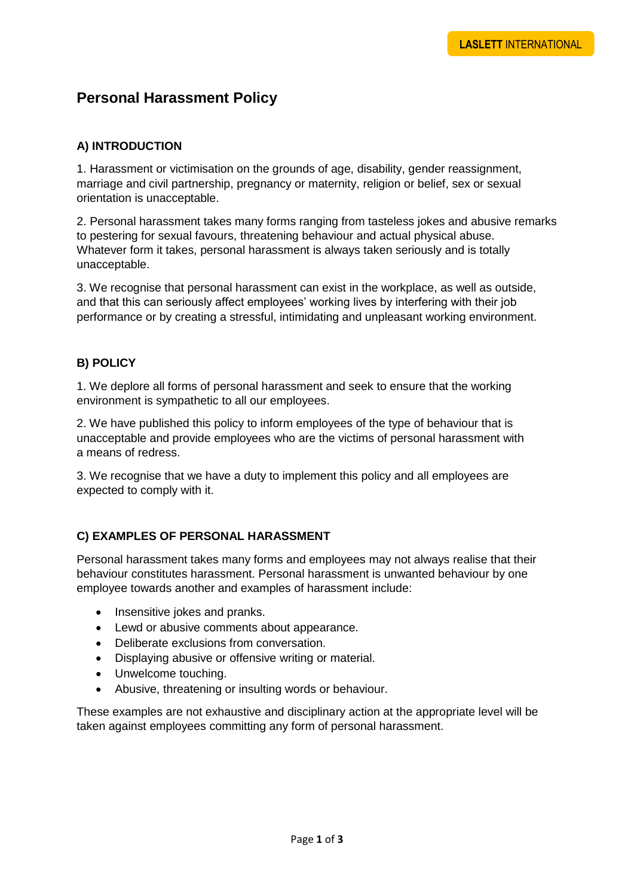# Personal Harassment Policy

## A) INTRODUCTION

1. Harassment or victimisation on the grounds of age, disability, gender reassignment, marriage and civil partnership, pregnancy or maternity, religion or belief, sex or sexual orientation is unacceptable.

2. Personal harassment takes many forms ranging from tasteless jokes and abusive remarks to pestering for sexual favours, threatening behaviour and actual physical abuse. Whatever form it takes, personal harassment is always taken seriously and is totally unacceptable.

3. We recognise that personal harassment can exist in the workplace, as well as outside, and that this can seriously affect employees' working lives by interfering with their job performance or by creating a stressful, intimidating and unpleasant working environment.

## B) POLICY

1. We deplore all forms of personal harassment and seek to ensure that the working environment is sympathetic to all our employees.

2. We have published this policy to inform employees of the type of behaviour that is unacceptable and provide employees who are the victims of personal harassment with a means of redress.

3. We recognise that we have a duty to implement this policy and all employees are expected to comply with it.

## C) EXAMPLES OF PERSONAL HARASSMENT

Personal harassment takes many forms and employees may not always realise that their behaviour constitutes harassment. Personal harassment is unwanted behaviour by one employee towards another and examples of harassment include:

- Insensitive jokes and pranks.
- Lewd or abusive comments about appearance.
- Deliberate exclusions from conversation.
- Displaying abusive or offensive writing or material.
- Unwelcome touching.
- Abusive, threatening or insulting words or behaviour.

These examples are not exhaustive and disciplinary action at the appropriate level will be taken against employees committing any form of personal harassment.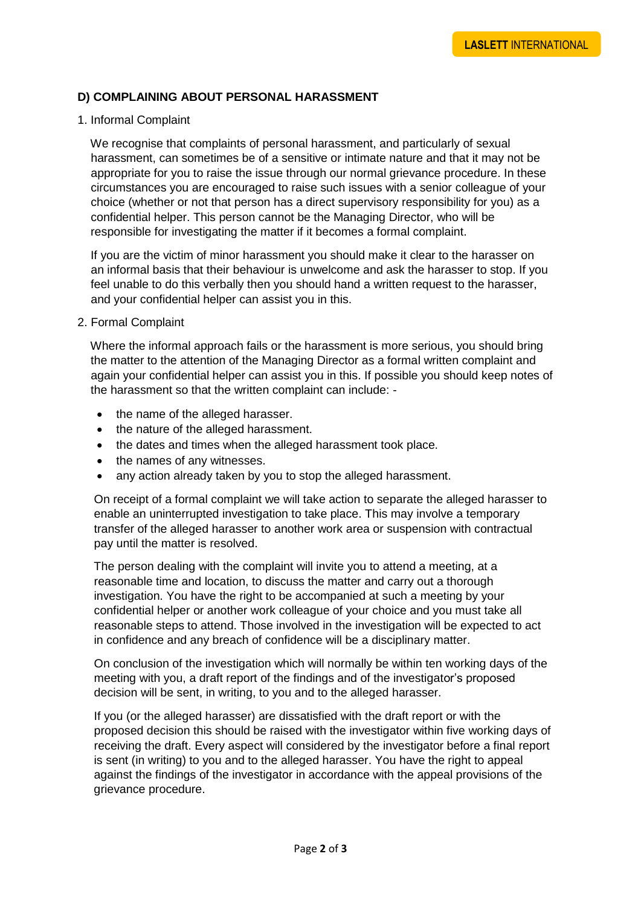## D) COMPLAINING ABOUT PERSONAL HARASSMENT

1. Informal Complaint

We recognise that complaints of personal harassment, and particularly of sexual harassment, can sometimes be of a sensitive or intimate nature and that it may not be appropriate for you to raise the issue through our normal grievance procedure. In these circumstances you are encouraged to raise such issues with a senior colleague of your choice (whether or not that person has a direct supervisory responsibility for you) as a confidential helper. This person cannot be the Managing Director, who will be responsible for investigating the matter if it becomes a formal complaint.

If you are the victim of minor harassment you should make it clear to the harasser on an informal basis that their behaviour is unwelcome and ask the harasser to stop. If you feel unable to do this verbally then you should hand a written request to the harasser, and your confidential helper can assist you in this.

2. Formal Complaint

Where the informal approach fails or the harassment is more serious, you should bring the matter to the attention of the Managing Director as a formal written complaint and again your confidential helper can assist you in this. If possible you should keep notes of the harassment so that the written complaint can include: -

- the name of the alleged harasser.
- the nature of the alleged harassment.
- the dates and times when the alleged harassment took place.
- the names of any witnesses.
- any action already taken by you to stop the alleged harassment.

On receipt of a formal complaint we will take action to separate the alleged harasser to enable an uninterrupted investigation to take place. This may involve a temporary transfer of the alleged harasser to another work area or suspension with contractual pay until the matter is resolved.

The person dealing with the complaint will invite you to attend a meeting, at a reasonable time and location, to discuss the matter and carry out a thorough investigation. You have the right to be accompanied at such a meeting by your confidential helper or another work colleague of your choice and you must take all reasonable steps to attend. Those involved in the investigation will be expected to act in confidence and any breach of confidence will be a disciplinary matter.

On conclusion of the investigation which will normally be within ten working days of the meeting with you, a draft report of the findings and of the investigator's proposed decision will be sent, in writing, to you and to the alleged harasser.

If you (or the alleged harasser) are dissatisfied with the draft report or with the proposed decision this should be raised with the investigator within five working days of receiving the draft. Every aspect will considered by the investigator before a final report is sent (in writing) to you and to the alleged harasser. You have the right to appeal against the findings of the investigator in accordance with the appeal provisions of the grievance procedure.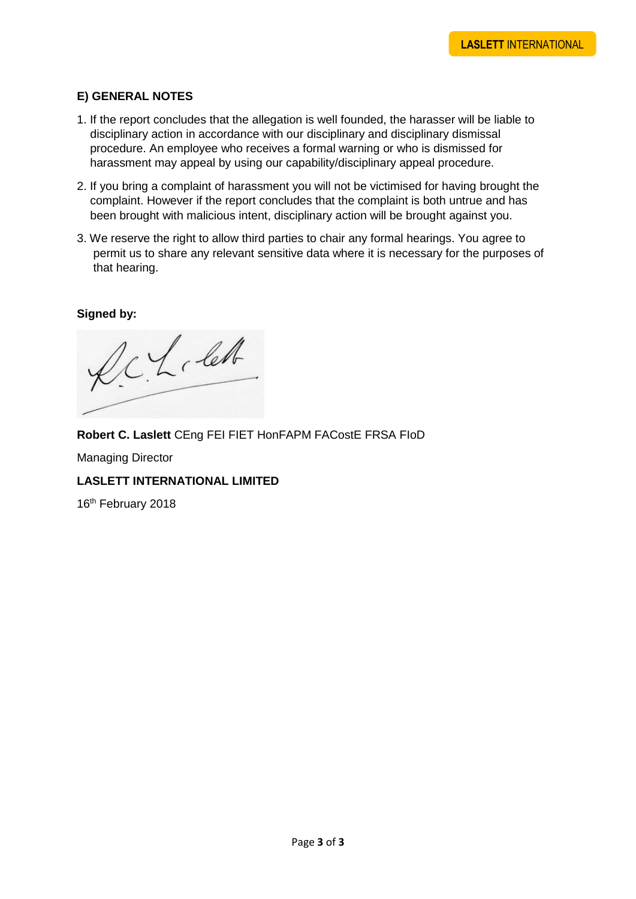## E) GENERAL NOTES

1. If the report concludes that the allegation is well founded, the harasser will be liable to disciplinary action in accordance with our disciplinary and disciplinary dismissal procedure. An employee who receives a formal warning or who is dismissed for harassment may appeal by using our capability/disciplinary appeal procedure.
2. If you bring a complaint of harassment you will not be victimised for having brought the complaint. However if the report concludes that the complaint is both untrue and has been brought with malicious intent, disciplinary action will be brought against you.
3. We reserve the right to allow third parties to chair any formal hearings. You agree to permit us to share any relevant sensitive data where it is necessary for the purposes of that hearing.

**Signed by:**

**Robert C. Laslett** CEng FEI FIET HonFAPM FACostE FRSA FIoD

Managing Director

**LASLETT INTERNATIONAL LIMITED**

16th February 2018